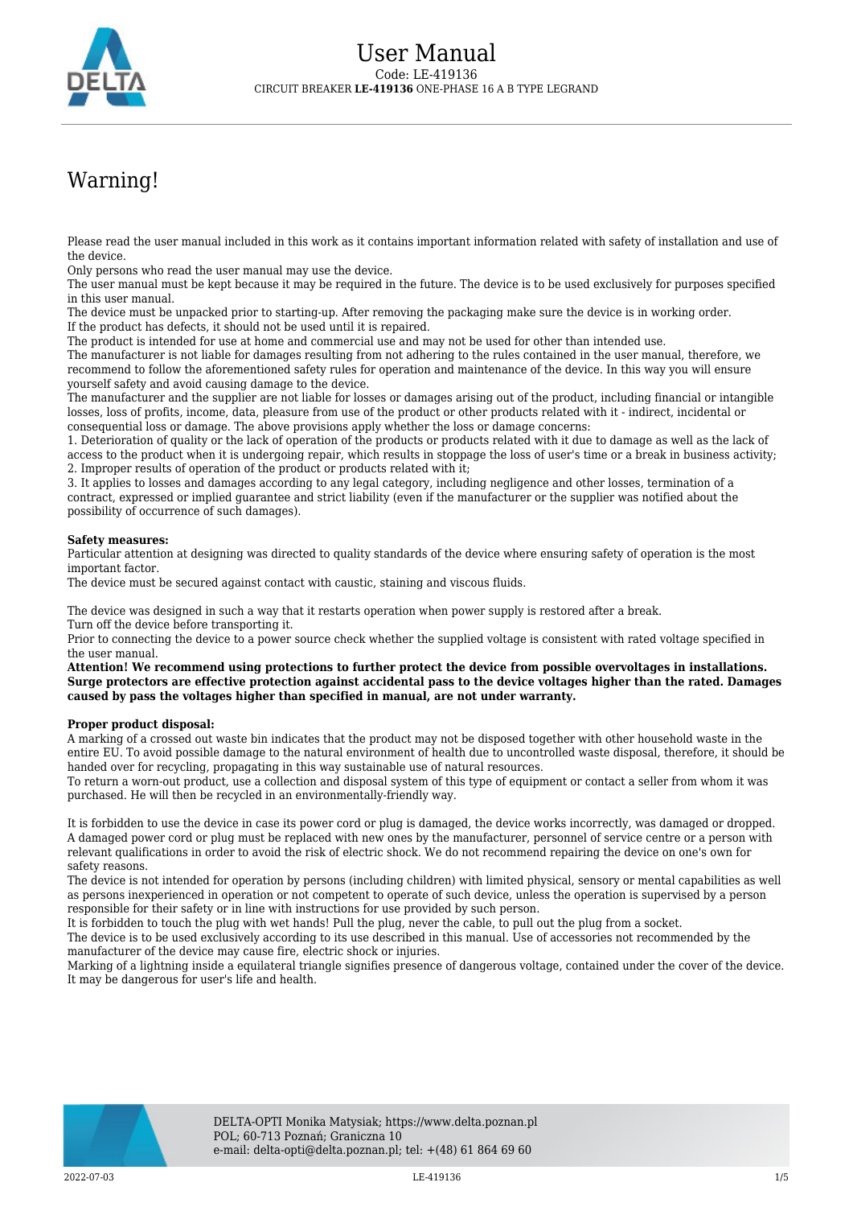# User Manual

Code: LE-419136

CIRCUIT BREAKER **LE-419136** ONE-PHASE 16 A B TYPE LEGRAND

## Warning!

Please read the user manual included in this work as it contains important information related with safety of installation and use of the device.
Only persons who read the user manual may use the device.
The user manual must be kept because it may be required in the future. The device is to be used exclusively for purposes specified in this user manual.
The device must be unpacked prior to starting-up. After removing the packaging make sure the device is in working order.
If the product has defects, it should not be used until it is repaired.
The product is intended for use at home and commercial use and may not be used for other than intended use.
The manufacturer is not liable for damages resulting from not adhering to the rules contained in the user manual, therefore, we recommend to follow the aforementioned safety rules for operation and maintenance of the device. In this way you will ensure yourself safety and avoid causing damage to the device.
The manufacturer and the supplier are not liable for losses or damages arising out of the product, including financial or intangible losses, loss of profits, income, data, pleasure from use of the product or other products related with it - indirect, incidental or consequential loss or damage. The above provisions apply whether the loss or damage concerns:
1. Deterioration of quality or the lack of operation of the products or products related with it due to damage as well as the lack of access to the product when it is undergoing repair, which results in stoppage the loss of user's time or a break in business activity;
2. Improper results of operation of the product or products related with it;
3. It applies to losses and damages according to any legal category, including negligence and other losses, termination of a contract, expressed or implied guarantee and strict liability (even if the manufacturer or the supplier was notified about the possibility of occurrence of such damages).

**Safety measures:**
Particular attention at designing was directed to quality standards of the device where ensuring safety of operation is the most important factor.
The device must be secured against contact with caustic, staining and viscous fluids.

The device was designed in such a way that it restarts operation when power supply is restored after a break.
Turn off the device before transporting it.
Prior to connecting the device to a power source check whether the supplied voltage is consistent with rated voltage specified in the user manual.
**Attention! We recommend using protections to further protect the device from possible overvoltages in installations. Surge protectors are effective protection against accidental pass to the device voltages higher than the rated. Damages caused by pass the voltages higher than specified in manual, are not under warranty.**

**Proper product disposal:**
A marking of a crossed out waste bin indicates that the product may not be disposed together with other household waste in the entire EU. To avoid possible damage to the natural environment of health due to uncontrolled waste disposal, therefore, it should be handed over for recycling, propagating in this way sustainable use of natural resources.
To return a worn-out product, use a collection and disposal system of this type of equipment or contact a seller from whom it was purchased. He will then be recycled in an environmentally-friendly way.

It is forbidden to use the device in case its power cord or plug is damaged, the device works incorrectly, was damaged or dropped. A damaged power cord or plug must be replaced with new ones by the manufacturer, personnel of service centre or a person with relevant qualifications in order to avoid the risk of electric shock. We do not recommend repairing the device on one's own for safety reasons.
The device is not intended for operation by persons (including children) with limited physical, sensory or mental capabilities as well as persons inexperienced in operation or not competent to operate of such device, unless the operation is supervised by a person responsible for their safety or in line with instructions for use provided by such person.
It is forbidden to touch the plug with wet hands! Pull the plug, never the cable, to pull out the plug from a socket.
The device is to be used exclusively according to its use described in this manual. Use of accessories not recommended by the manufacturer of the device may cause fire, electric shock or injuries.
Marking of a lightning inside a equilateral triangle signifies presence of dangerous voltage, contained under the cover of the device. It may be dangerous for user's life and health.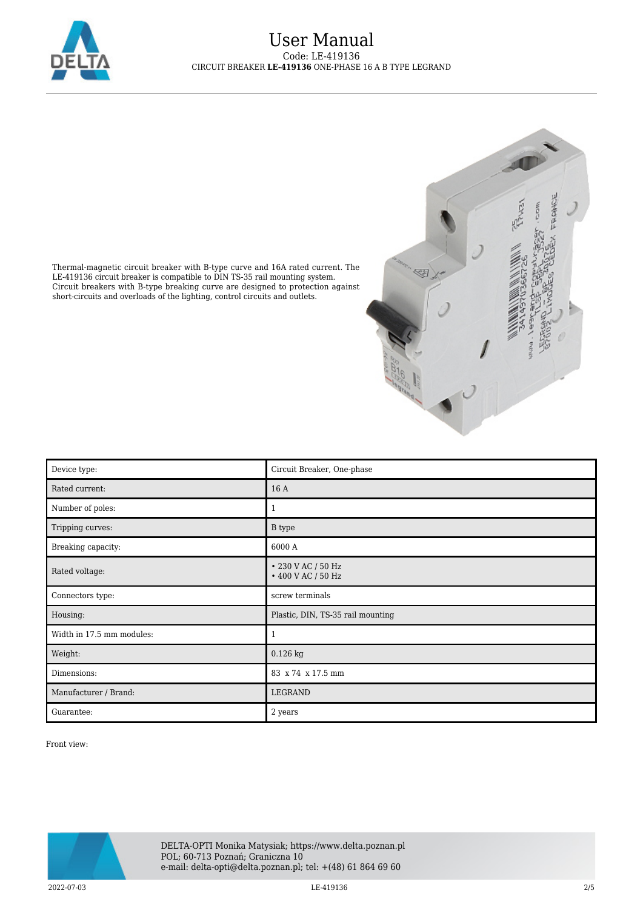Thermal-magnetic circuit breaker with B-type curve and 16A rated current. The LE-419136 circuit breaker is compatible to DIN TS-35 rail mounting system. Circuit breakers with B-type breaking curve are designed to protection against short-circuits and overloads of the lighting, control circuits and outlets.

| Device type: | Circuit Breaker, One-phase |
|---|---|
| Rated current: | 16 A |
| Number of poles: | 1 |
| Tripping curves: | B type |
| Breaking capacity: | 6000 A |
| Rated voltage: | • 230 V AC / 50 Hz<br>• 400 V AC / 50 Hz |
| Connectors type: | screw terminals |
| Housing: | Plastic, DIN, TS-35 rail mounting |
| Width in 17.5 mm modules: | 1 |
| Weight: | 0.126 kg |
| Dimensions: | 83 x 74 x 17.5 mm |
| Manufacturer / Brand: | LEGRAND |
| Guarantee: | 2 years |

Front view: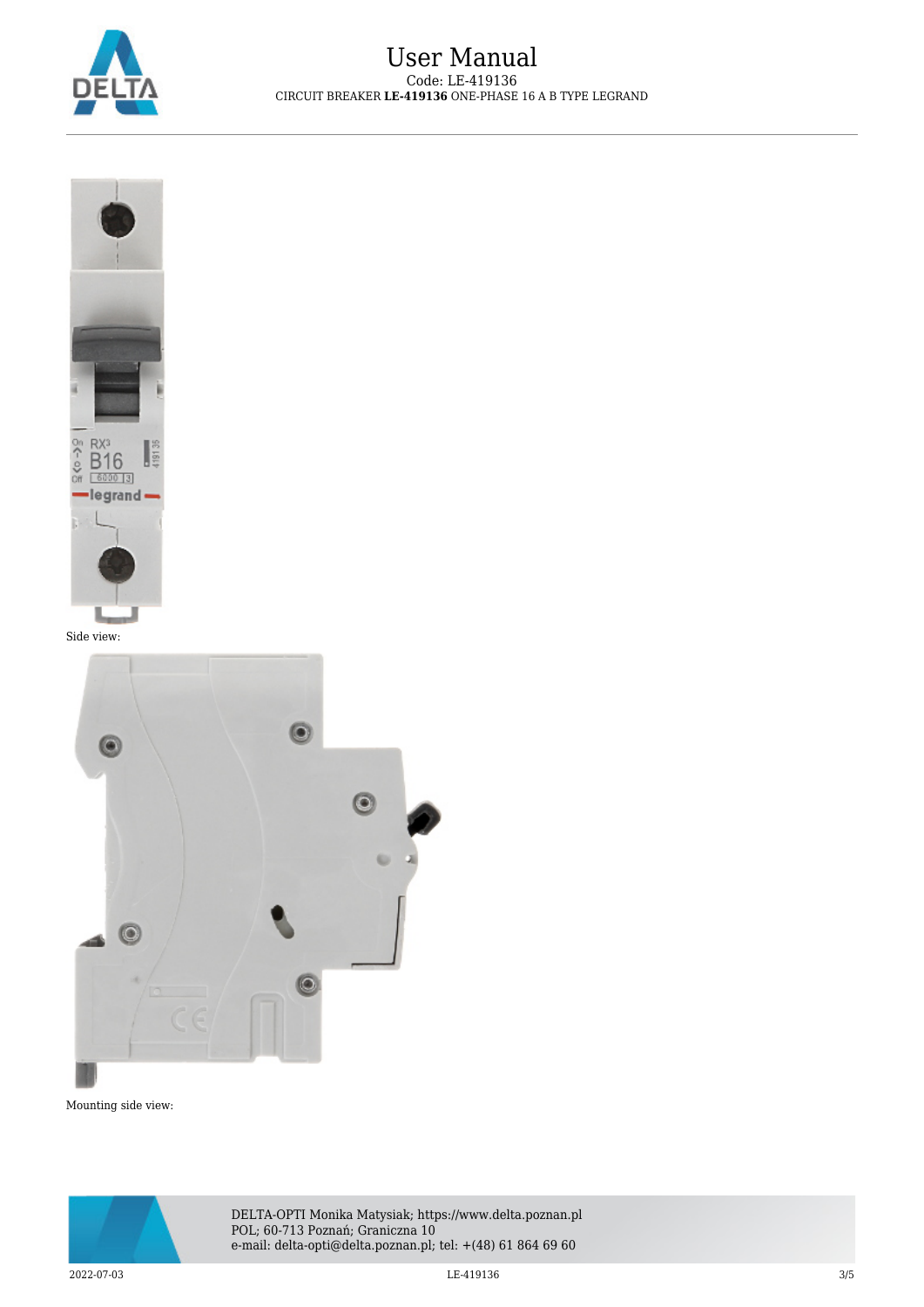Side view:

Mounting side view: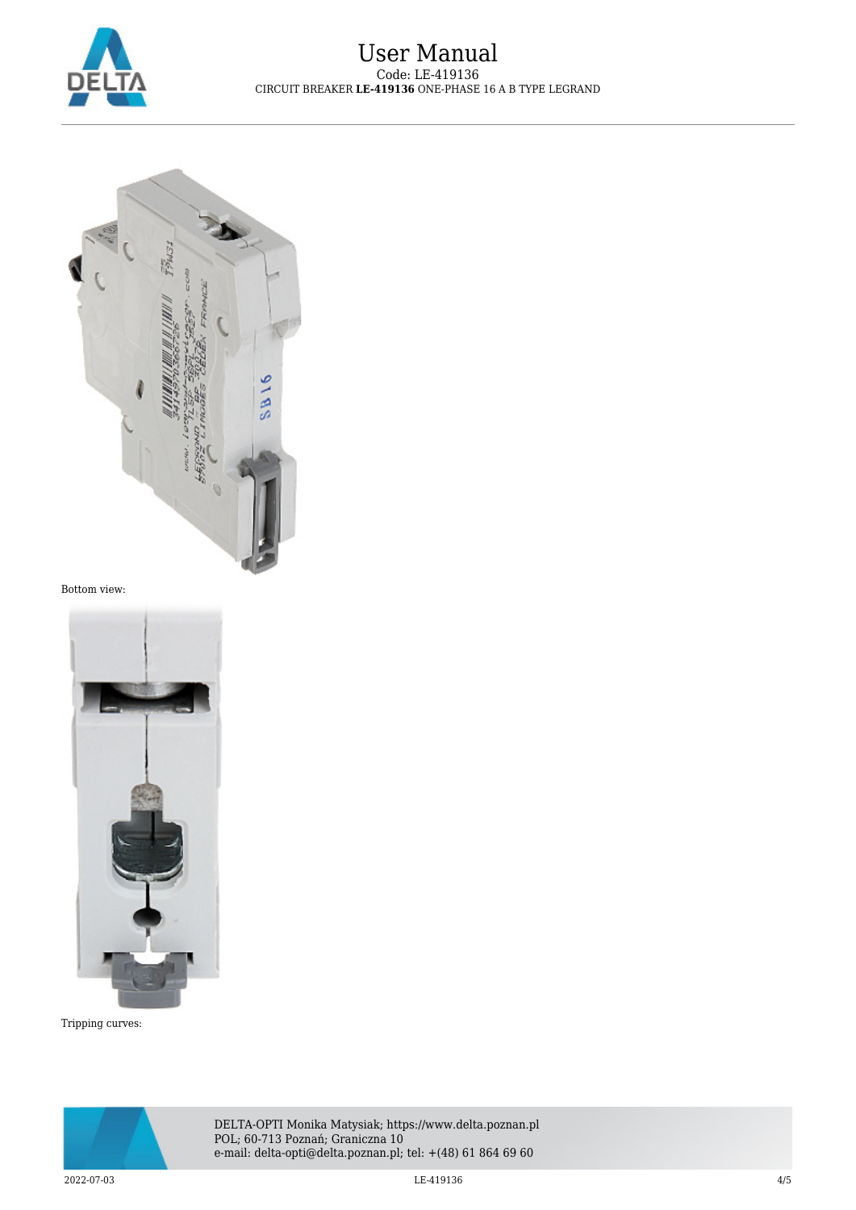Bottom view:

Tripping curves: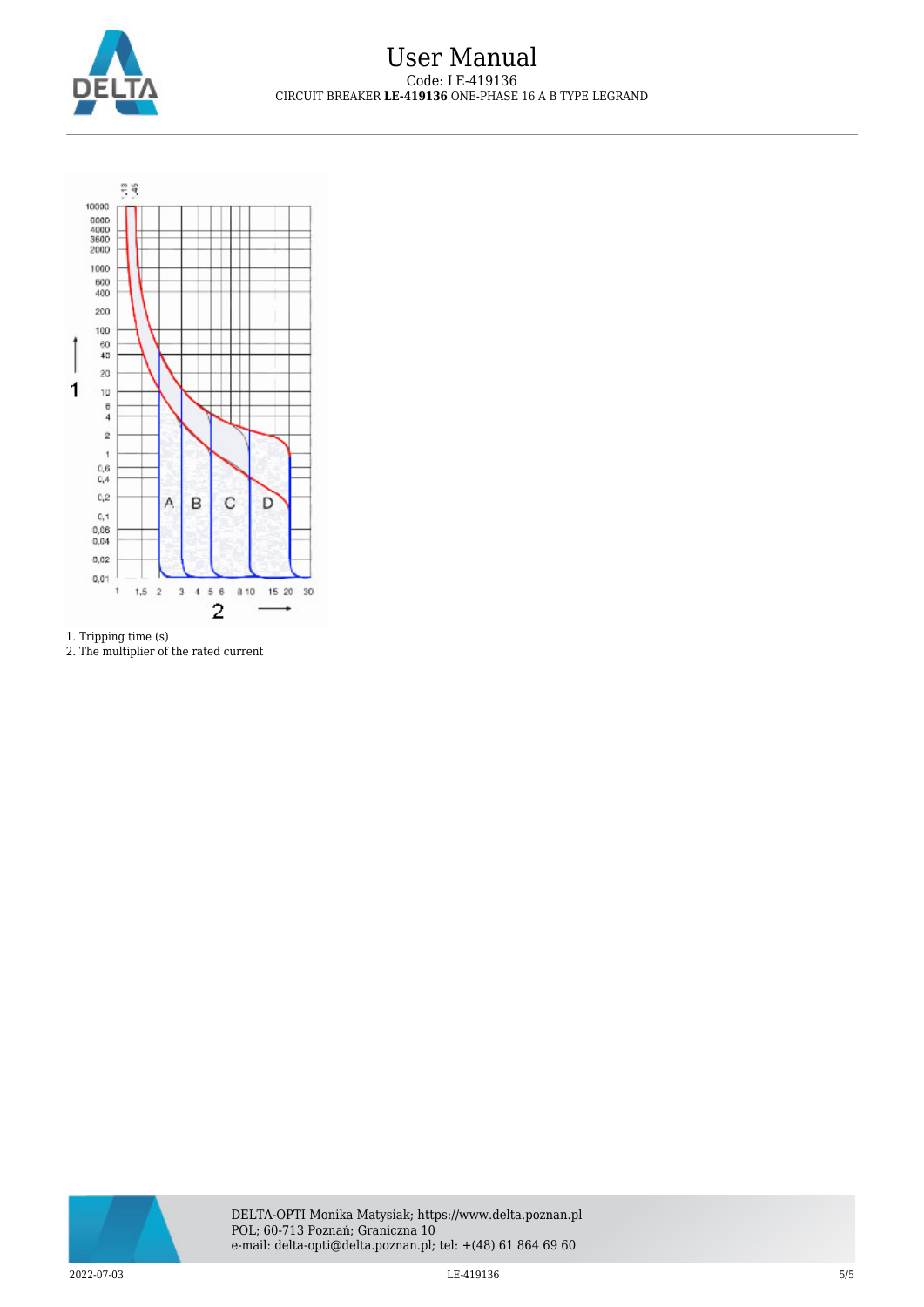1,13
1,45

10000
6000
4000
3600
2000
1000
600
400
200
100
60
40
20
10
6
4
2
1
0,6
0,4
0,2
0,1
0,06
0,04
0,02
0,01

1

A B C D

1 1,5 2 3 4 5 6 8 10 15 20 30

2

1. Tripping time (s)
2. The multiplier of the rated current